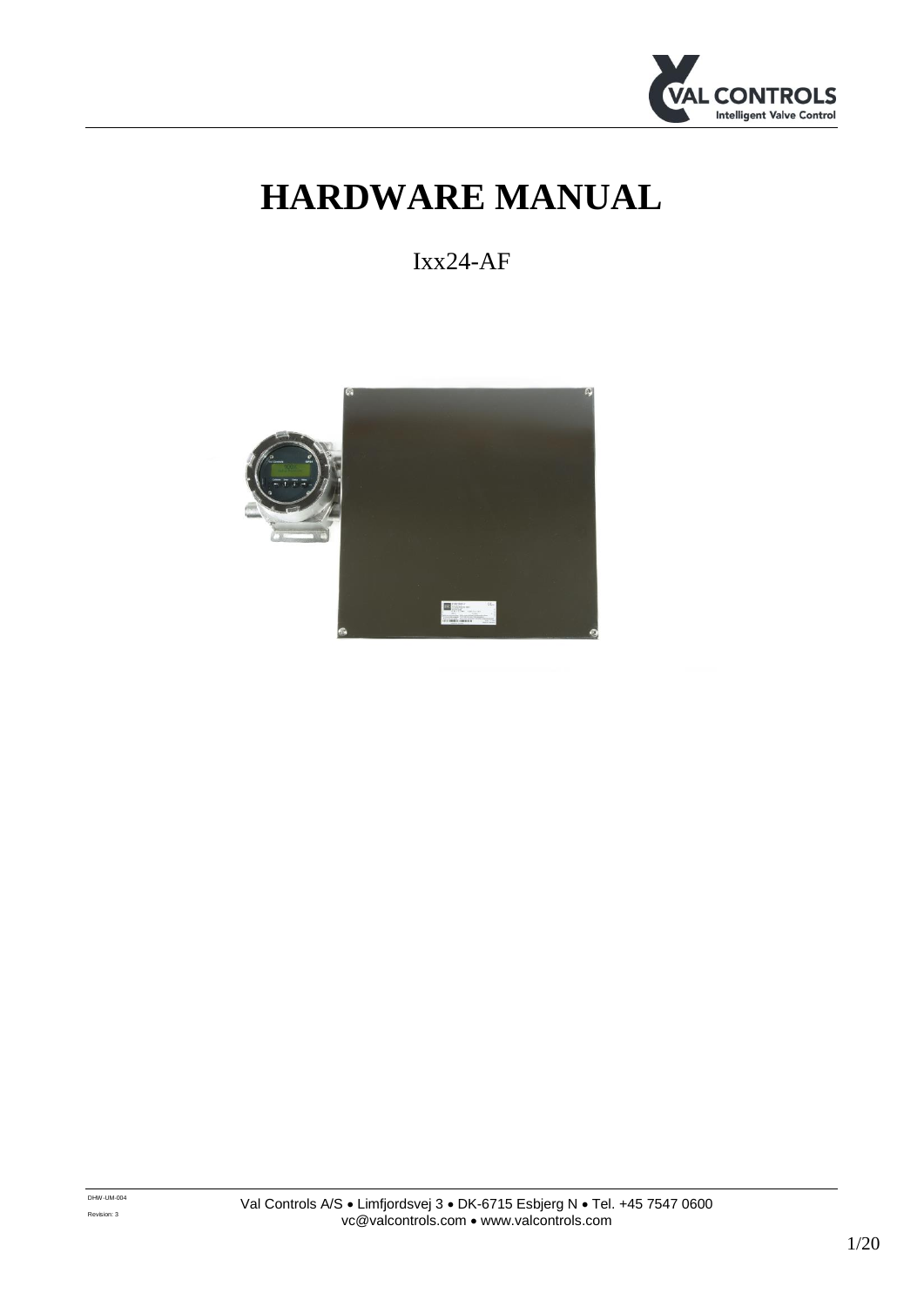# HARDWARE MANUAL

Ixx24-AF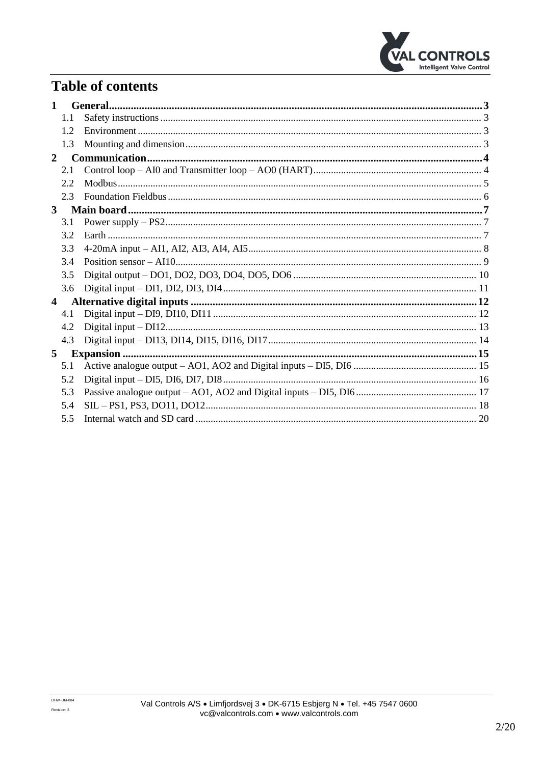# Table of contents

- **1 General .... 3**
  - 1.1 Safety instructions .... 3
  - 1.2 Environment .... 3
  - 1.3 Mounting and dimension .... 3
- **2 Communication .... 4**
  - 2.1 Control loop – AI0 and Transmitter loop – AO0 (HART) .... 4
  - 2.2 Modbus .... 5
  - 2.3 Foundation Fieldbus .... 6
- **3 Main board .... 7**
  - 3.1 Power supply – PS2 .... 7
  - 3.2 Earth .... 7
  - 3.3 4-20mA input – AI1, AI2, AI3, AI4, AI5 .... 8
  - 3.4 Position sensor – AI10 .... 9
  - 3.5 Digital output – DO1, DO2, DO3, DO4, DO5, DO6 .... 10
  - 3.6 Digital input – DI1, DI2, DI3, DI4 .... 11
- **4 Alternative digital inputs .... 12**
  - 4.1 Digital input – DI9, DI10, DI11 .... 12
  - 4.2 Digital input – DI12 .... 13
  - 4.3 Digital input – DI13, DI14, DI15, DI16, DI17 .... 14
- **5 Expansion .... 15**
  - 5.1 Active analogue output – AO1, AO2 and Digital inputs – DI5, DI6 .... 15
  - 5.2 Digital input – DI5, DI6, DI7, DI8 .... 16
  - 5.3 Passive analogue output – AO1, AO2 and Digital inputs – DI5, DI6 .... 17
  - 5.4 SIL – PS1, PS3, DO11, DO12 .... 18
  - 5.5 Internal watch and SD card .... 20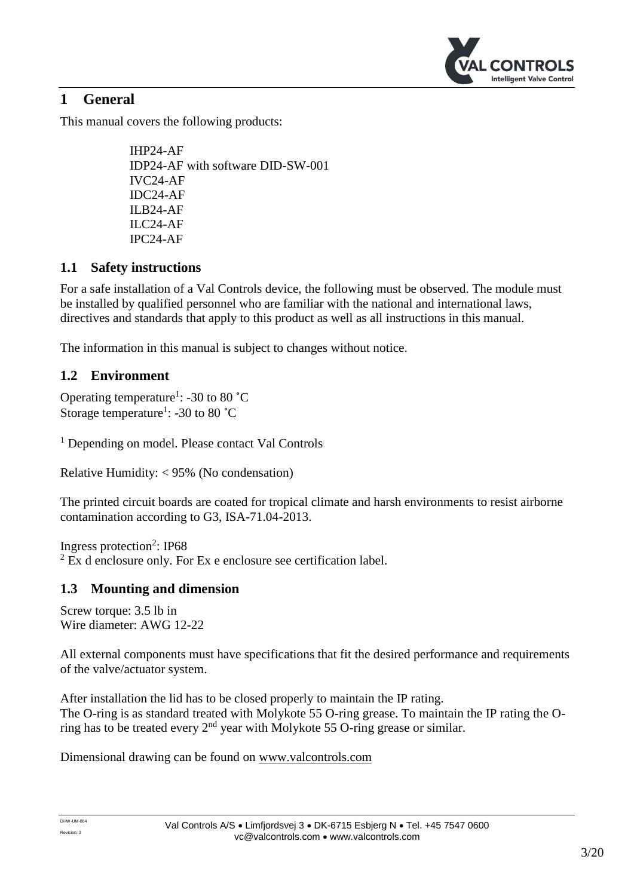// Page header (logo) and footer (company address, document id, page number) omitted.

# 1 General

This manual covers the following products:

IHP24-AF
IDP24-AF with software DID-SW-001
IVC24-AF
IDC24-AF
ILB24-AF
ILC24-AF
IPC24-AF

## 1.1 Safety instructions

For a safe installation of a Val Controls device, the following must be observed. The module must be installed by qualified personnel who are familiar with the national and international laws, directives and standards that apply to this product as well as all instructions in this manual.

The information in this manual is subject to changes without notice.

## 1.2 Environment

Operating temperature[1]: -30 to 80 ˚C
Storage temperature[1]: -30 to 80 ˚C

[1] Depending on model. Please contact Val Controls

Relative Humidity: < 95% (No condensation)

The printed circuit boards are coated for tropical climate and harsh environments to resist airborne contamination according to G3, ISA-71.04-2013.

Ingress protection[2]: IP68
[2] Ex d enclosure only. For Ex e enclosure see certification label.

## 1.3 Mounting and dimension

Screw torque: 3.5 lb in
Wire diameter: AWG 12-22

All external components must have specifications that fit the desired performance and requirements of the valve/actuator system.

After installation the lid has to be closed properly to maintain the IP rating.
The O-ring is as standard treated with Molykote 55 O-ring grease. To maintain the IP rating the O-ring has to be treated every 2nd year with Molykote 55 O-ring grease or similar.

Dimensional drawing can be found on www.valcontrols.com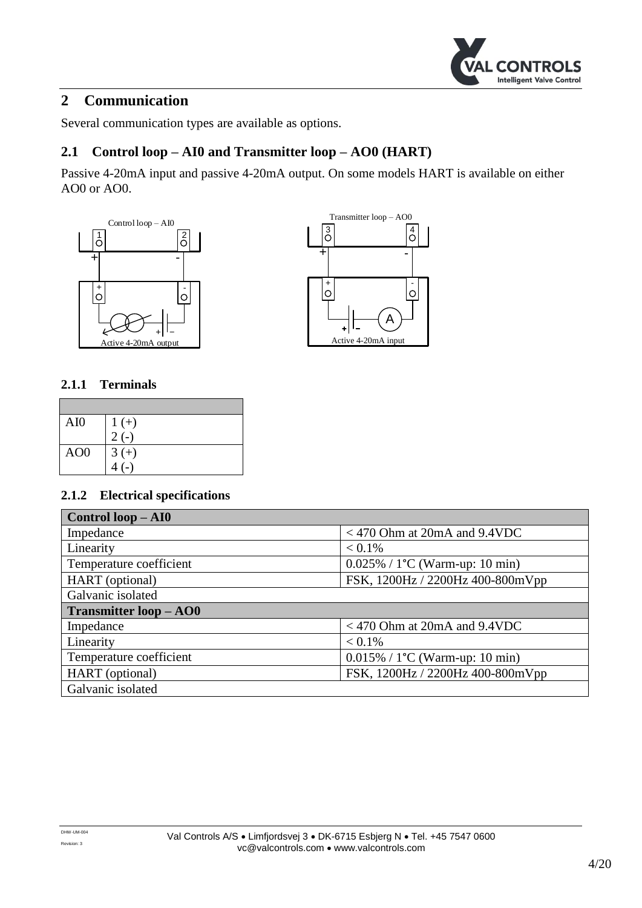## 2 Communication

Several communication types are available as options.

### 2.1 Control loop – AI0 and Transmitter loop – AO0 (HART)

Passive 4-20mA input and passive 4-20mA output. On some models HART is available on either AO0 or AO0.

#### 2.1.1 Terminals

| | |
|---|---|
| AI0 | 1 (+)<br>2 (-) |
| AO0 | 3 (+)<br>4 (-) |

#### 2.1.2 Electrical specifications

| **Control loop – AI0** | |
|---|---|
| Impedance | < 470 Ohm at 20mA and 9.4VDC |
| Linearity | < 0.1% |
| Temperature coefficient | 0.025% / 1°C (Warm-up: 10 min) |
| HART (optional) | FSK, 1200Hz / 2200Hz 400-800mVpp |
| Galvanic isolated | |
| **Transmitter loop – AO0** | |
| Impedance | < 470 Ohm at 20mA and 9.4VDC |
| Linearity | < 0.1% |
| Temperature coefficient | 0.015% / 1°C (Warm-up: 10 min) |
| HART (optional) | FSK, 1200Hz / 2200Hz 400-800mVpp |
| Galvanic isolated | |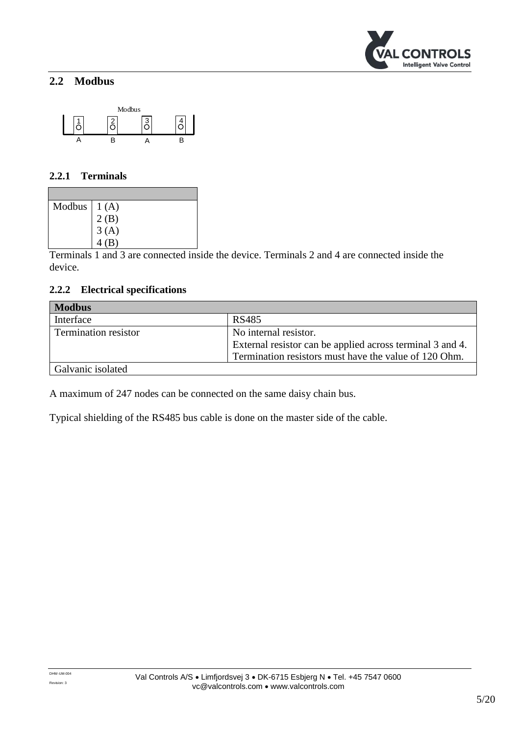## 2.2 Modbus

Modbus

| 1 | 2 | 3 | 4 |
|---|---|---|---|
| A | B | A | B |

### 2.2.1 Terminals

| | |
|---|---|
| Modbus | 1 (A)<br>2 (B)<br>3 (A)<br>4 (B) |

Terminals 1 and 3 are connected inside the device. Terminals 2 and 4 are connected inside the device.

### 2.2.2 Electrical specifications

| **Modbus** | |
|---|---|
| Interface | RS485 |
| Termination resistor | No internal resistor.<br>External resistor can be applied across terminal 3 and 4.<br>Termination resistors must have the value of 120 Ohm. |
| Galvanic isolated | |

A maximum of 247 nodes can be connected on the same daisy chain bus.

Typical shielding of the RS485 bus cable is done on the master side of the cable.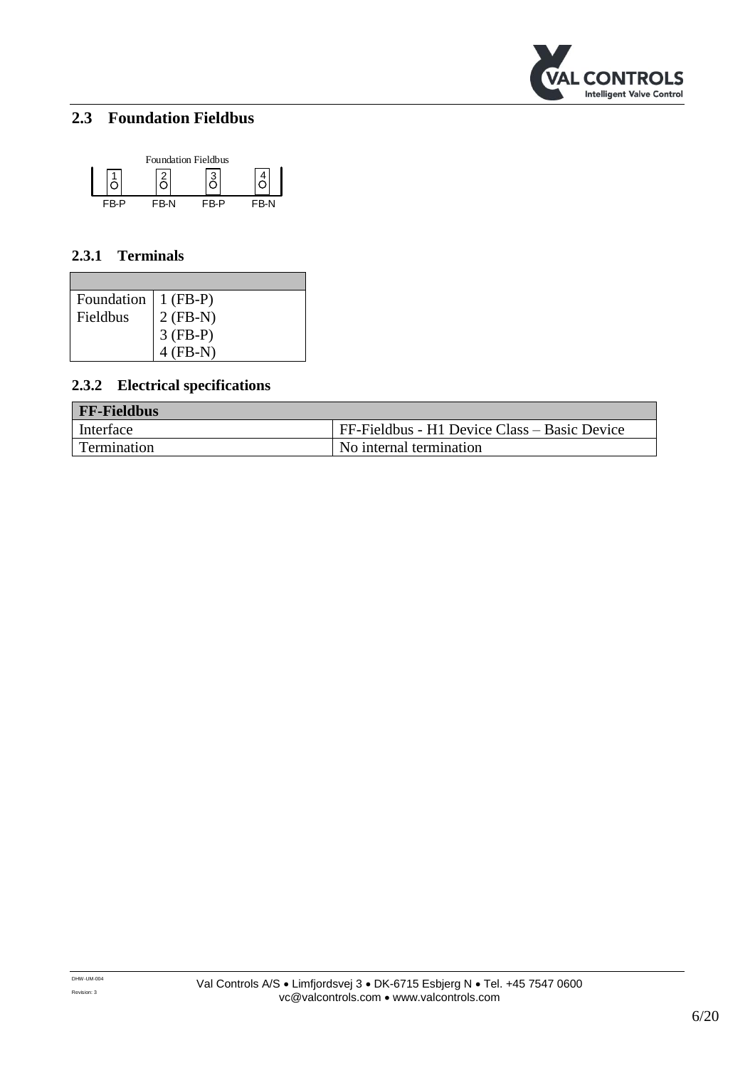## 2.3 Foundation Fieldbus

Foundation Fieldbus

| 1 | 2 | 3 | 4 |
|---|---|---|---|
| FB-P | FB-N | FB-P | FB-N |

### 2.3.1 Terminals

| | |
|---|---|
| Foundation Fieldbus | 1 (FB-P)<br>2 (FB-N)<br>3 (FB-P)<br>4 (FB-N) |

### 2.3.2 Electrical specifications

| **FF-Fieldbus** | |
|---|---|
| Interface | FF-Fieldbus - H1 Device Class – Basic Device |
| Termination | No internal termination |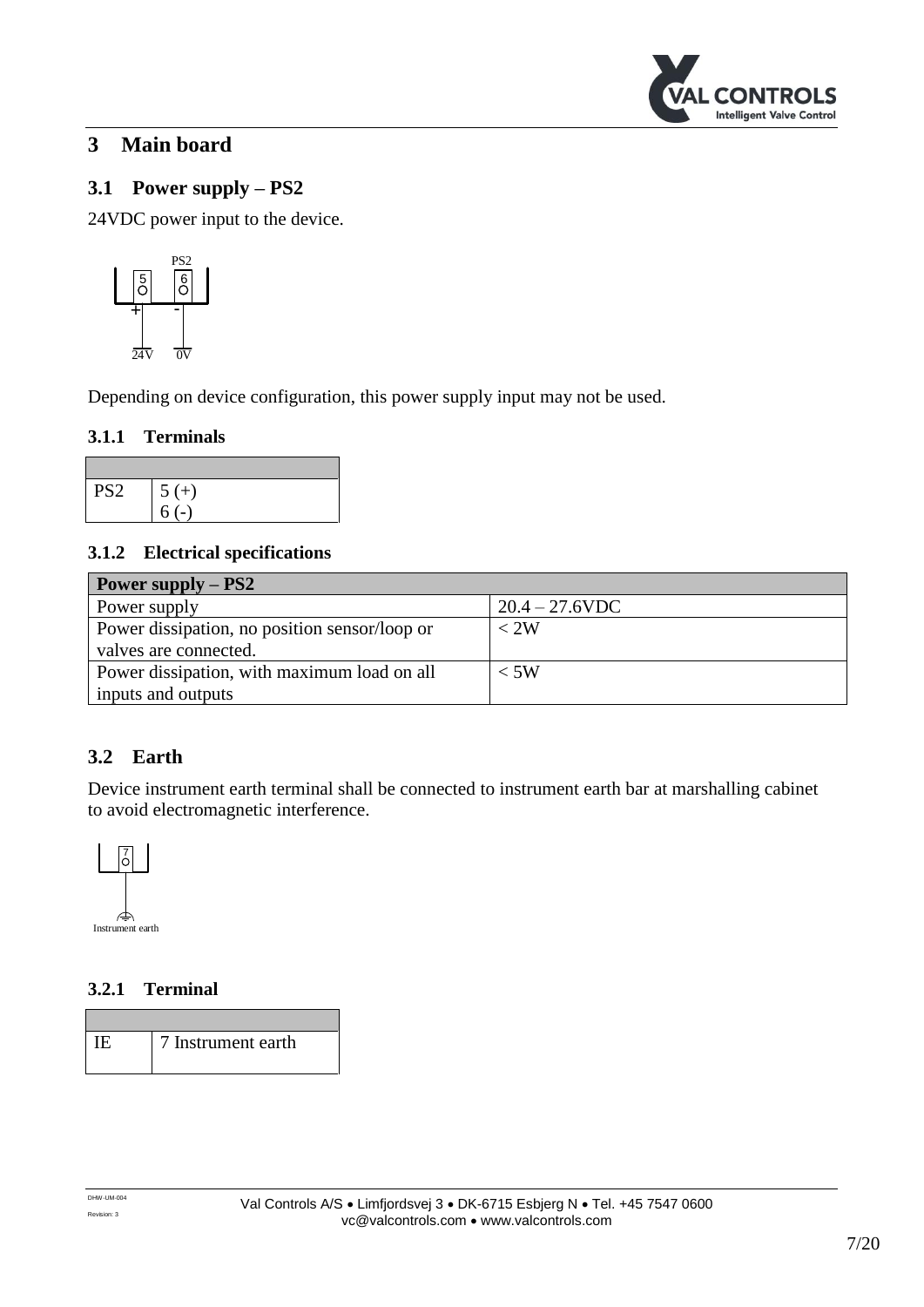# 3 Main board

## 3.1 Power supply – PS2

24VDC power input to the device.

Depending on device configuration, this power supply input may not be used.

### 3.1.1 Terminals

| | |
|---|---|
| PS2 | 5 (+)<br>6 (-) |

### 3.1.2 Electrical specifications

| Power supply – PS2 | |
|---|---|
| Power supply | 20.4 – 27.6VDC |
| Power dissipation, no position sensor/loop or valves are connected. | < 2W |
| Power dissipation, with maximum load on all inputs and outputs | < 5W |

## 3.2 Earth

Device instrument earth terminal shall be connected to instrument earth bar at marshalling cabinet to avoid electromagnetic interference.

### 3.2.1 Terminal

| | |
|---|---|
| IE | 7 Instrument earth |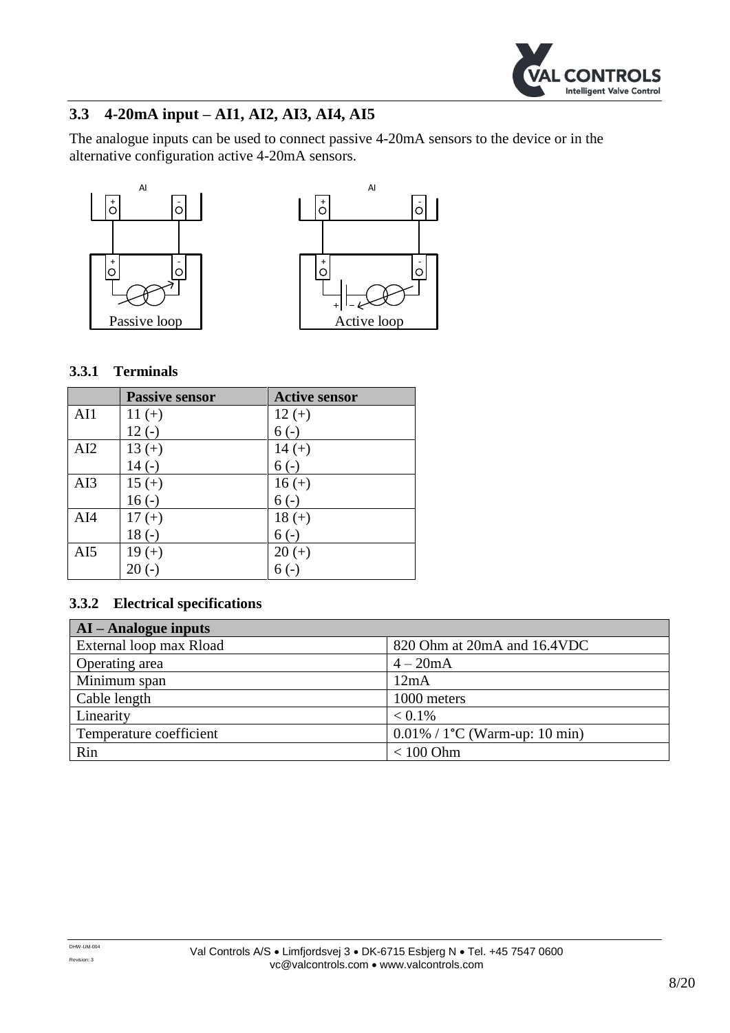## 3.3 4-20mA input – AI1, AI2, AI3, AI4, AI5

The analogue inputs can be used to connect passive 4-20mA sensors to the device or in the alternative configuration active 4-20mA sensors.

AI

Passive loop

AI

Active loop

### 3.3.1 Terminals

| | Passive sensor | Active sensor |
|---|---|---|
| AI1 | 11 (+)<br>12 (-) | 12 (+)<br>6 (-) |
| AI2 | 13 (+)<br>14 (-) | 14 (+)<br>6 (-) |
| AI3 | 15 (+)<br>16 (-) | 16 (+)<br>6 (-) |
| AI4 | 17 (+)<br>18 (-) | 18 (+)<br>6 (-) |
| AI5 | 19 (+)<br>20 (-) | 20 (+)<br>6 (-) |

### 3.3.2 Electrical specifications

| AI – Analogue inputs | |
|---|---|
| External loop max Rload | 820 Ohm at 20mA and 16.4VDC |
| Operating area | 4 – 20mA |
| Minimum span | 12mA |
| Cable length | 1000 meters |
| Linearity | < 0.1% |
| Temperature coefficient | 0.01% / 1°C (Warm-up: 10 min) |
| Rin | < 100 Ohm |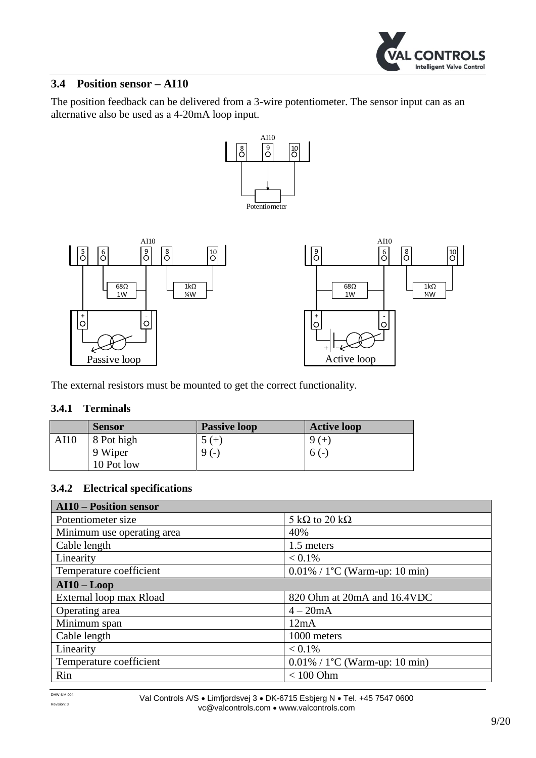## 3.4 Position sensor – AI10

The position feedback can be delivered from a 3-wire potentiometer. The sensor input can as an alternative also be used as a 4-20mA loop input.

The external resistors must be mounted to get the correct functionality.

### 3.4.1 Terminals

| | Sensor | Passive loop | Active loop |
|---|---|---|---|
| AI10 | 8 Pot high<br>9 Wiper<br>10 Pot low | 5 (+)<br>9 (-) | 9 (+)<br>6 (-) |

### 3.4.2 Electrical specifications

| AI10 – Position sensor | |
|---|---|
| Potentiometer size | 5 kΩ to 20 kΩ |
| Minimum use operating area | 40% |
| Cable length | 1.5 meters |
| Linearity | < 0.1% |
| Temperature coefficient | 0.01% / 1°C (Warm-up: 10 min) |
| **AI10 – Loop** | |
| External loop max Rload | 820 Ohm at 20mA and 16.4VDC |
| Operating area | 4 – 20mA |
| Minimum span | 12mA |
| Cable length | 1000 meters |
| Linearity | < 0.1% |
| Temperature coefficient | 0.01% / 1°C (Warm-up: 10 min) |
| Rin | < 100 Ohm |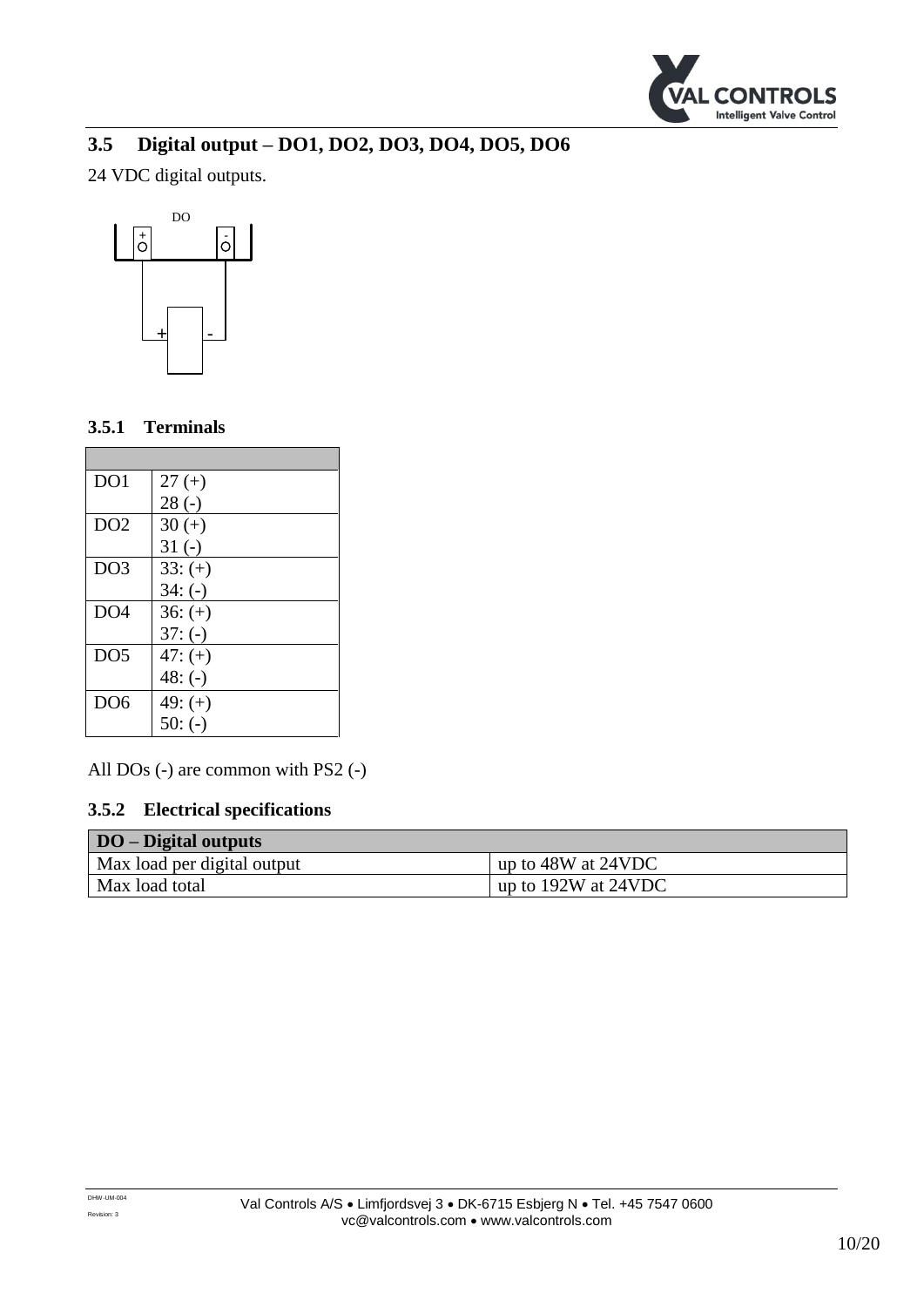## 3.5 Digital output – DO1, DO2, DO3, DO4, DO5, DO6

24 VDC digital outputs.

### 3.5.1 Terminals

| | |
|---|---|
| DO1 | 27 (+)<br>28 (-) |
| DO2 | 30 (+)<br>31 (-) |
| DO3 | 33: (+)<br>34: (-) |
| DO4 | 36: (+)<br>37: (-) |
| DO5 | 47: (+)<br>48: (-) |
| DO6 | 49: (+)<br>50: (-) |

All DOs (-) are common with PS2 (-)

### 3.5.2 Electrical specifications

| **DO – Digital outputs** | |
|---|---|
| Max load per digital output | up to 48W at 24VDC |
| Max load total | up to 192W at 24VDC |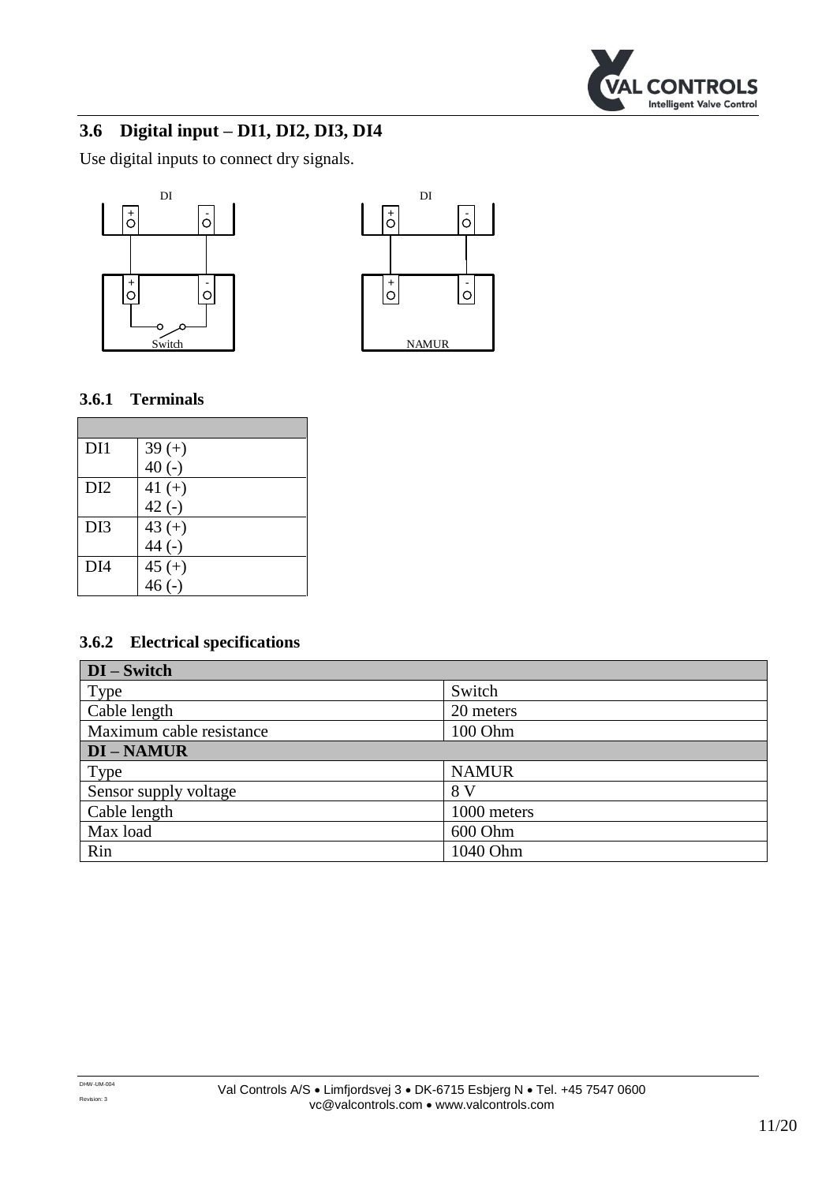## 3.6 Digital input – DI1, DI2, DI3, DI4

Use digital inputs to connect dry signals.

### 3.6.1 Terminals

| | |
|---|---|
| DI1 | 39 (+)<br>40 (-) |
| DI2 | 41 (+)<br>42 (-) |
| DI3 | 43 (+)<br>44 (-) |
| DI4 | 45 (+)<br>46 (-) |

### 3.6.2 Electrical specifications

| **DI – Switch** | |
|---|---|
| Type | Switch |
| Cable length | 20 meters |
| Maximum cable resistance | 100 Ohm |
| **DI – NAMUR** | |
| Type | NAMUR |
| Sensor supply voltage | 8 V |
| Cable length | 1000 meters |
| Max load | 600 Ohm |
| Rin | 1040 Ohm |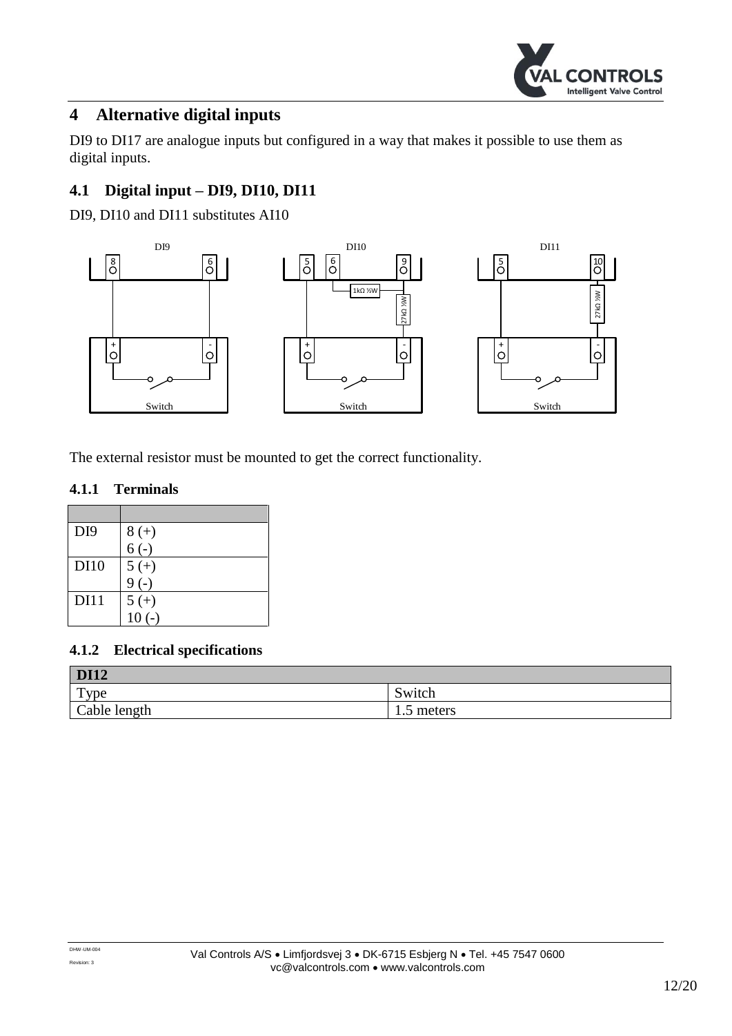# 4 Alternative digital inputs

DI9 to DI17 are analogue inputs but configured in a way that makes it possible to use them as digital inputs.

## 4.1 Digital input – DI9, DI10, DI11

DI9, DI10 and DI11 substitutes AI10

The external resistor must be mounted to get the correct functionality.

### 4.1.1 Terminals

| | |
|---|---|
| DI9 | 8 (+)<br>6 (-) |
| DI10 | 5 (+)<br>9 (-) |
| DI11 | 5 (+)<br>10 (-) |

### 4.1.2 Electrical specifications

| **DI12** | |
|---|---|
| Type | Switch |
| Cable length | 1.5 meters |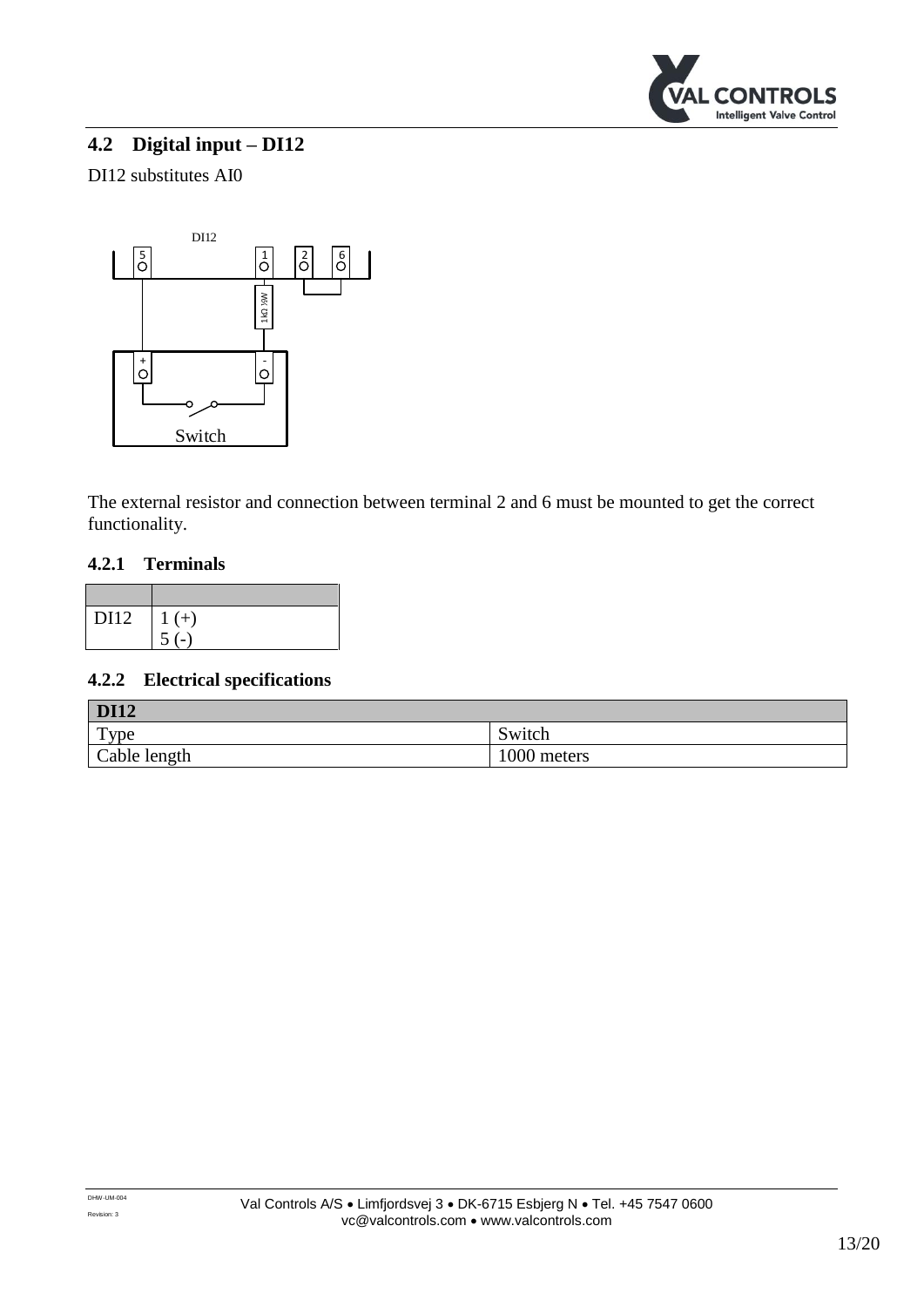## 4.2 Digital input – DI12

DI12 substitutes AI0

The external resistor and connection between terminal 2 and 6 must be mounted to get the correct functionality.

### 4.2.1 Terminals

| | |
|---|---|
| DI12 | 1 (+)<br>5 (-) |

### 4.2.2 Electrical specifications

| DI12 | |
|---|---|
| Type | Switch |
| Cable length | 1000 meters |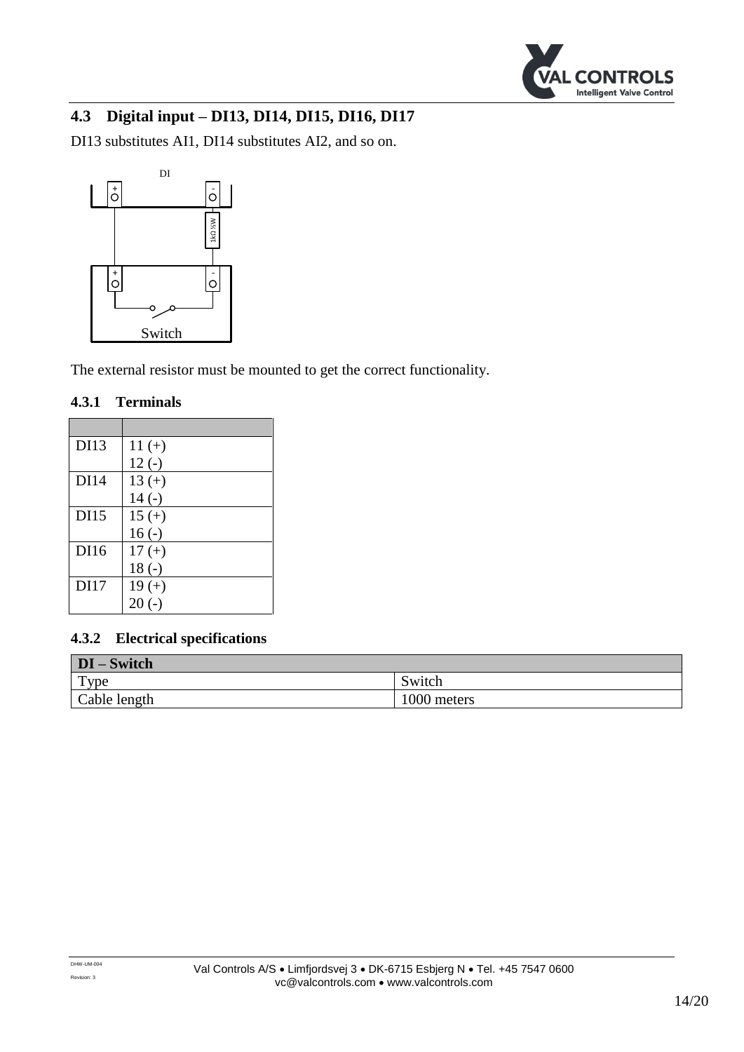## 4.3 Digital input – DI13, DI14, DI15, DI16, DI17

DI13 substitutes AI1, DI14 substitutes AI2, and so on.

The external resistor must be mounted to get the correct functionality.

### 4.3.1 Terminals

| | |
|---|---|
| DI13 | 11 (+)<br>12 (-) |
| DI14 | 13 (+)<br>14 (-) |
| DI15 | 15 (+)<br>16 (-) |
| DI16 | 17 (+)<br>18 (-) |
| DI17 | 19 (+)<br>20 (-) |

### 4.3.2 Electrical specifications

| **DI – Switch** | |
|---|---|
| Type | Switch |
| Cable length | 1000 meters |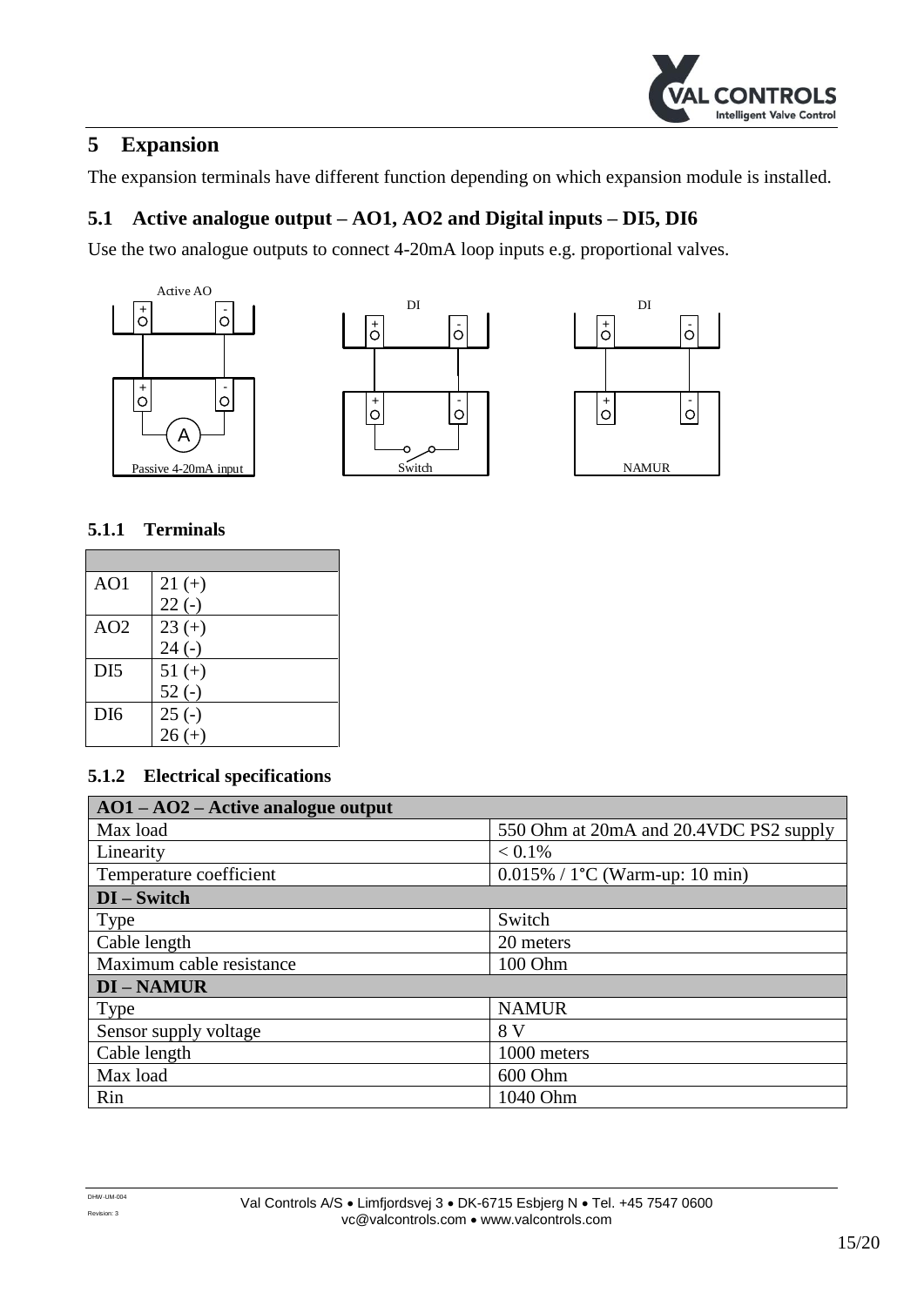# 5 Expansion

The expansion terminals have different function depending on which expansion module is installed.

## 5.1 Active analogue output – AO1, AO2 and Digital inputs – DI5, DI6

Use the two analogue outputs to connect 4-20mA loop inputs e.g. proportional valves.

### 5.1.1 Terminals

| | |
|---|---|
| AO1 | 21 (+)<br>22 (-) |
| AO2 | 23 (+)<br>24 (-) |
| DI5 | 51 (+)<br>52 (-) |
| DI6 | 25 (-)<br>26 (+) |

### 5.1.2 Electrical specifications

| **AO1 – AO2 – Active analogue output** | |
|---|---|
| Max load | 550 Ohm at 20mA and 20.4VDC PS2 supply |
| Linearity | < 0.1% |
| Temperature coefficient | 0.015% / 1°C (Warm-up: 10 min) |
| **DI – Switch** | |
| Type | Switch |
| Cable length | 20 meters |
| Maximum cable resistance | 100 Ohm |
| **DI – NAMUR** | |
| Type | NAMUR |
| Sensor supply voltage | 8 V |
| Cable length | 1000 meters |
| Max load | 600 Ohm |
| Rin | 1040 Ohm |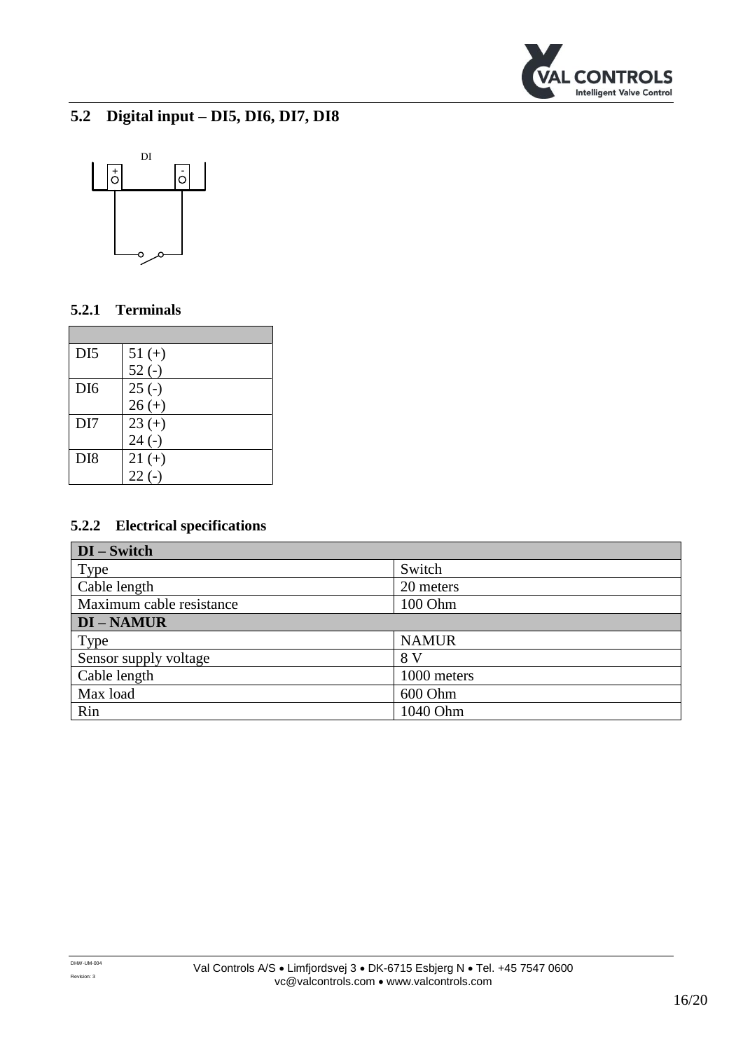## 5.2 Digital input – DI5, DI6, DI7, DI8

DI

+ -

### 5.2.1 Terminals

| | |
|---|---|
| DI5 | 51 (+)<br>52 (-) |
| DI6 | 25 (-)<br>26 (+) |
| DI7 | 23 (+)<br>24 (-) |
| DI8 | 21 (+)<br>22 (-) |

### 5.2.2 Electrical specifications

| **DI – Switch** | |
|---|---|
| Type | Switch |
| Cable length | 20 meters |
| Maximum cable resistance | 100 Ohm |
| **DI – NAMUR** | |
| Type | NAMUR |
| Sensor supply voltage | 8 V |
| Cable length | 1000 meters |
| Max load | 600 Ohm |
| Rin | 1040 Ohm |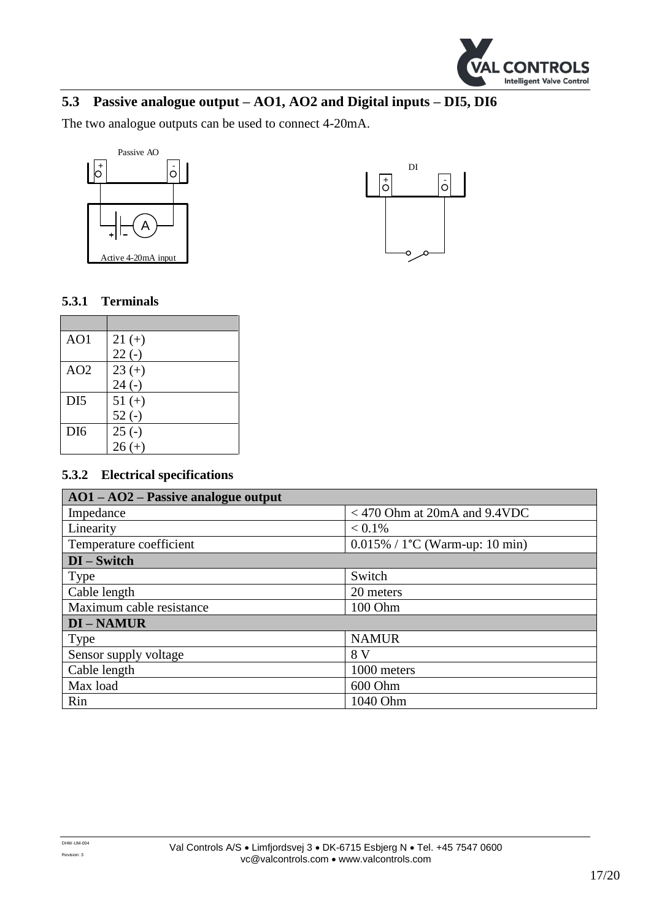## 5.3 Passive analogue output – AO1, AO2 and Digital inputs – DI5, DI6

The two analogue outputs can be used to connect 4-20mA.

### 5.3.1 Terminals

| | |
|---|---|
| AO1 | 21 (+)<br>22 (-) |
| AO2 | 23 (+)<br>24 (-) |
| DI5 | 51 (+)<br>52 (-) |
| DI6 | 25 (-)<br>26 (+) |

### 5.3.2 Electrical specifications

| **AO1 – AO2 – Passive analogue output** | |
|---|---|
| Impedance | < 470 Ohm at 20mA and 9.4VDC |
| Linearity | < 0.1% |
| Temperature coefficient | 0.015% / 1°C (Warm-up: 10 min) |
| **DI – Switch** | |
| Type | Switch |
| Cable length | 20 meters |
| Maximum cable resistance | 100 Ohm |
| **DI – NAMUR** | |
| Type | NAMUR |
| Sensor supply voltage | 8 V |
| Cable length | 1000 meters |
| Max load | 600 Ohm |
| Rin | 1040 Ohm |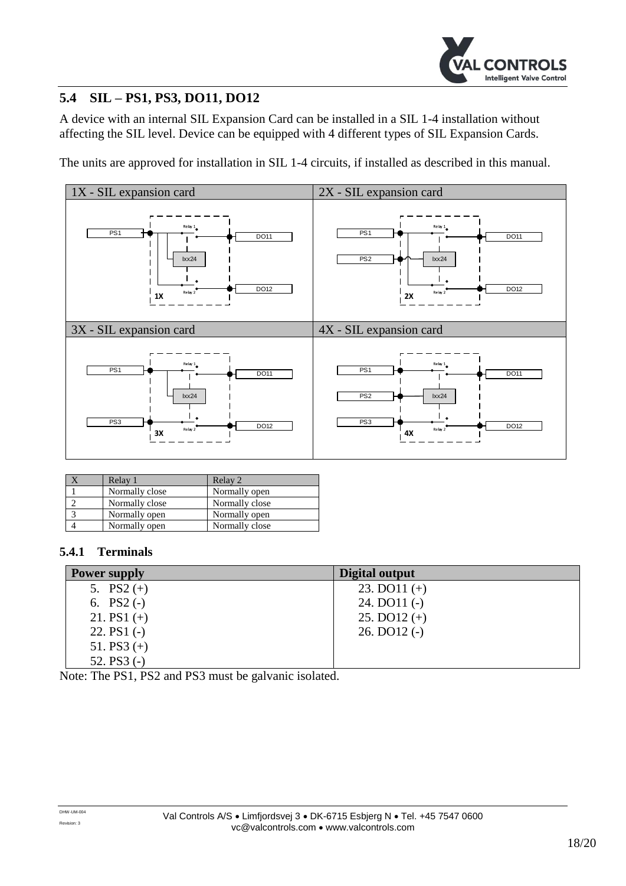## 5.4 SIL – PS1, PS3, DO11, DO12

A device with an internal SIL Expansion Card can be installed in a SIL 1-4 installation without affecting the SIL level. Device can be equipped with 4 different types of SIL Expansion Cards.

The units are approved for installation in SIL 1-4 circuits, if installed as described in this manual.

| 1X - SIL expansion card | 2X - SIL expansion card |
|---|---|
| PS1, Relay 1, DO11, Ixx24, DO12, Relay 2, 1X | PS1, Relay 1, DO11, PS2, Ixx24, DO12, Relay 2, 2X |
| **3X - SIL expansion card** | **4X - SIL expansion card** |
| PS1, Relay 1, DO11, Ixx24, PS3, DO12, Relay 2, 3X | PS1, Relay 1, DO11, PS2, Ixx24, PS3, DO12, Relay 2, 4X |

| X | Relay 1 | Relay 2 |
|---|---|---|
| 1 | Normally close | Normally open |
| 2 | Normally close | Normally close |
| 3 | Normally open | Normally open |
| 4 | Normally open | Normally close |

### 5.4.1 Terminals

| Power supply | Digital output |
|---|---|
| 5. PS2 (+) | 23. DO11 (+) |
| 6. PS2 (-) | 24. DO11 (-) |
| 21. PS1 (+) | 25. DO12 (+) |
| 22. PS1 (-) | 26. DO12 (-) |
| 51. PS3 (+) | |
| 52. PS3 (-) | |

Note: The PS1, PS2 and PS3 must be galvanic isolated.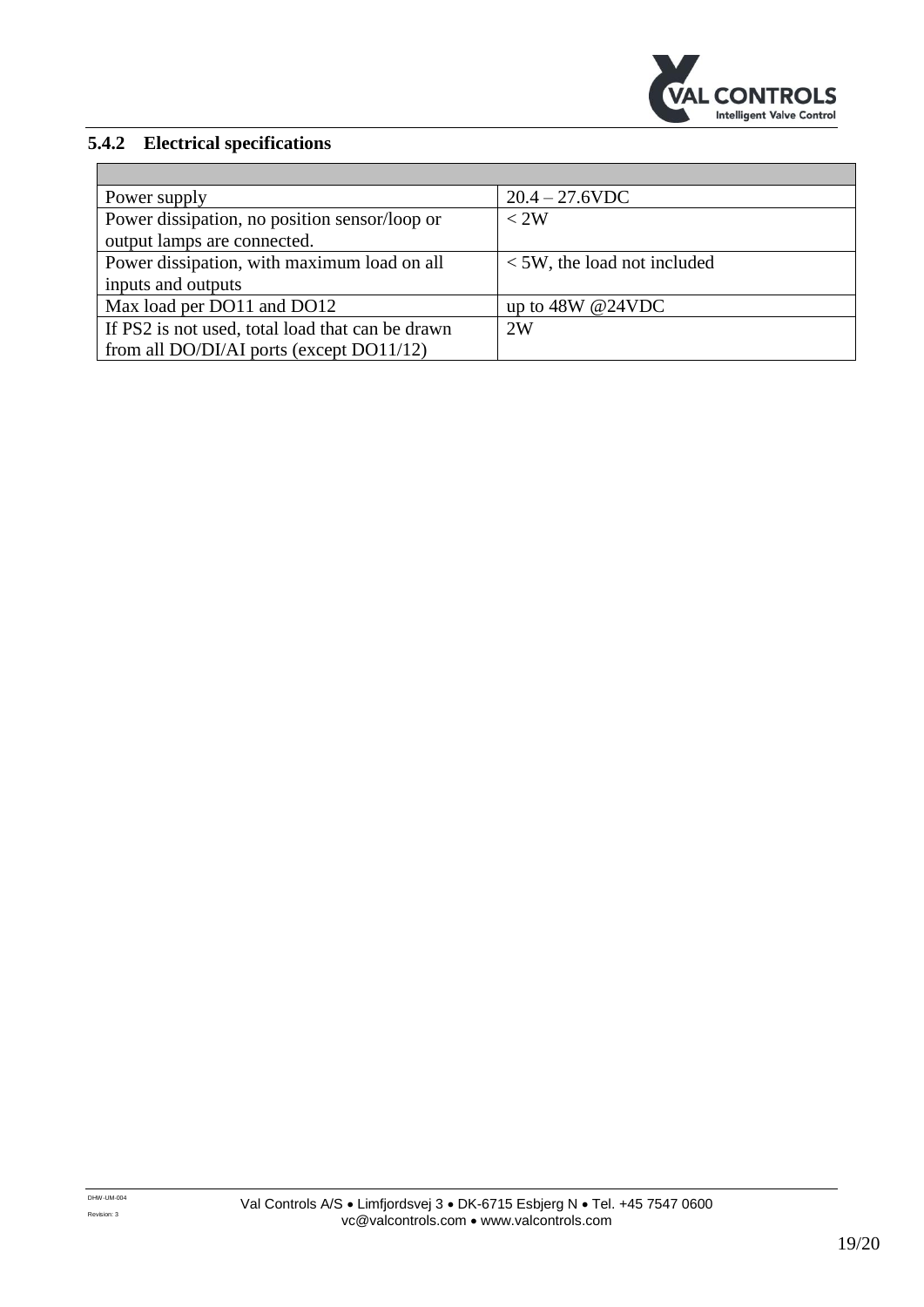### 5.4.2 Electrical specifications

| | |
|---|---|
| Power supply | 20.4 – 27.6VDC |
| Power dissipation, no position sensor/loop or output lamps are connected. | < 2W |
| Power dissipation, with maximum load on all inputs and outputs | < 5W, the load not included |
| Max load per DO11 and DO12 | up to 48W @24VDC |
| If PS2 is not used, total load that can be drawn from all DO/DI/AI ports (except DO11/12) | 2W |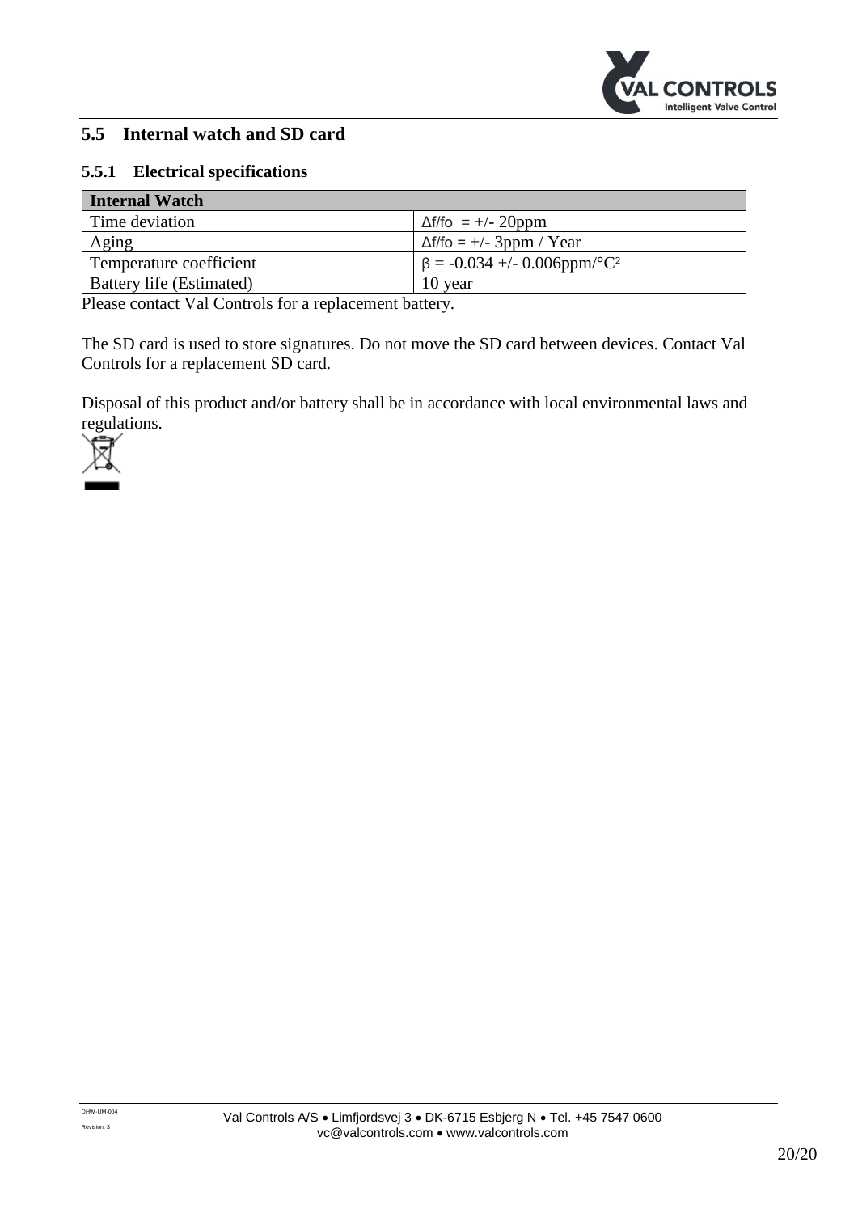## 5.5 Internal watch and SD card

### 5.5.1 Electrical specifications

| Internal Watch | |
| --- | --- |
| Time deviation | $\Delta f/fo = +/- 20ppm$ |
| Aging | $\Delta f/fo = +/- 3ppm$ / Year |
| Temperature coefficient | $\beta = -0.034 +/- 0.006ppm/°C^2$ |
| Battery life (Estimated) | 10 year |

Please contact Val Controls for a replacement battery.

The SD card is used to store signatures. Do not move the SD card between devices. Contact Val Controls for a replacement SD card.

Disposal of this product and/or battery shall be in accordance with local environmental laws and regulations.